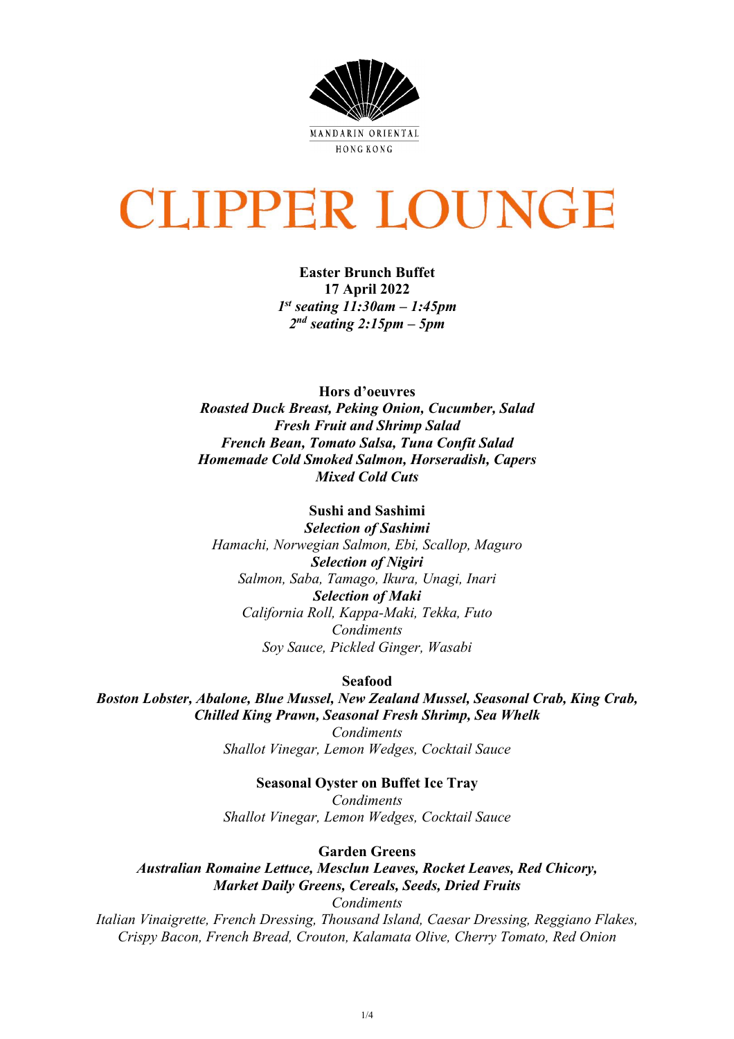MANDARIN ORIENTAL

HONG KONG

# CLIPPER LOUNGE

**Easter Brunch Buffet**
**17 April 2022**
***1st seating 11:30am – 1:45pm***
***2nd seating 2:15pm – 5pm***

**Hors d'oeuvres**
***Roasted Duck Breast, Peking Onion, Cucumber, Salad***
***Fresh Fruit and Shrimp Salad***
***French Bean, Tomato Salsa, Tuna Confit Salad***
***Homemade Cold Smoked Salmon, Horseradish, Capers***
***Mixed Cold Cuts***

**Sushi and Sashimi**
***Selection of Sashimi***
*Hamachi, Norwegian Salmon, Ebi, Scallop, Maguro*
***Selection of Nigiri***
*Salmon, Saba, Tamago, Ikura, Unagi, Inari*
***Selection of Maki***
*California Roll, Kappa-Maki, Tekka, Futo*
*Condiments*
*Soy Sauce, Pickled Ginger, Wasabi*

**Seafood**
***Boston Lobster, Abalone, Blue Mussel, New Zealand Mussel, Seasonal Crab, King Crab, Chilled King Prawn, Seasonal Fresh Shrimp, Sea Whelk***
*Condiments*
*Shallot Vinegar, Lemon Wedges, Cocktail Sauce*

**Seasonal Oyster on Buffet Ice Tray**
*Condiments*
*Shallot Vinegar, Lemon Wedges, Cocktail Sauce*

**Garden Greens**
***Australian Romaine Lettuce, Mesclun Leaves, Rocket Leaves, Red Chicory, Market Daily Greens, Cereals, Seeds, Dried Fruits***
*Condiments*
*Italian Vinaigrette, French Dressing, Thousand Island, Caesar Dressing, Reggiano Flakes, Crispy Bacon, French Bread, Crouton, Kalamata Olive, Cherry Tomato, Red Onion*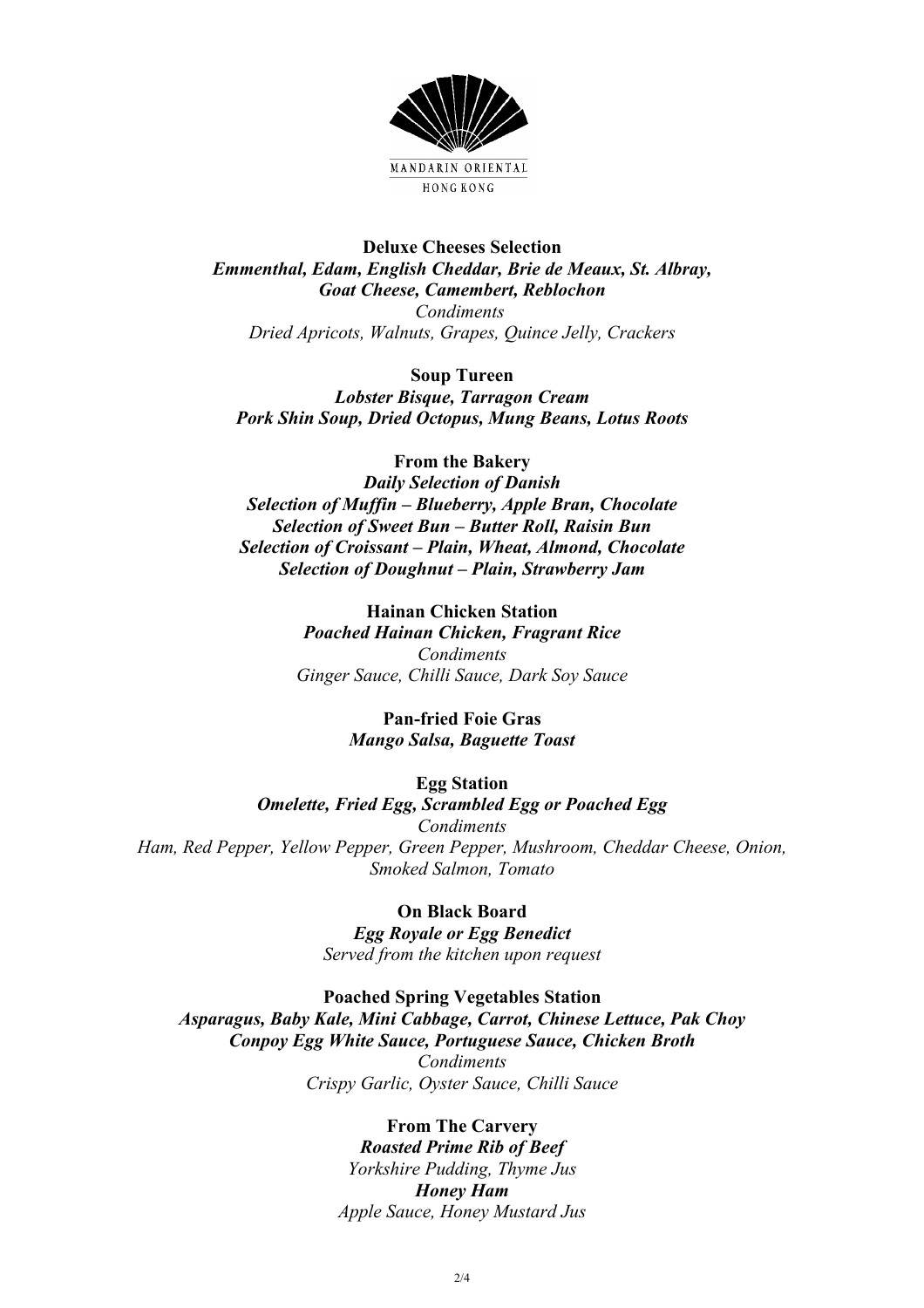MANDARIN ORIENTAL

HONG KONG

**Deluxe Cheeses Selection**

***Emmenthal, Edam, English Cheddar, Brie de Meaux, St. Albray, Goat Cheese, Camembert, Reblochon***

*Condiments*

*Dried Apricots, Walnuts, Grapes, Quince Jelly, Crackers*

**Soup Tureen**

***Lobster Bisque, Tarragon Cream***

***Pork Shin Soup, Dried Octopus, Mung Beans, Lotus Roots***

**From the Bakery**

***Daily Selection of Danish***

***Selection of Muffin – Blueberry, Apple Bran, Chocolate***

***Selection of Sweet Bun – Butter Roll, Raisin Bun***

***Selection of Croissant – Plain, Wheat, Almond, Chocolate***

***Selection of Doughnut – Plain, Strawberry Jam***

**Hainan Chicken Station**

***Poached Hainan Chicken, Fragrant Rice***

*Condiments*

*Ginger Sauce, Chilli Sauce, Dark Soy Sauce*

**Pan-fried Foie Gras**

***Mango Salsa, Baguette Toast***

**Egg Station**

***Omelette, Fried Egg, Scrambled Egg or Poached Egg***

*Condiments*

*Ham, Red Pepper, Yellow Pepper, Green Pepper, Mushroom, Cheddar Cheese, Onion, Smoked Salmon, Tomato*

**On Black Board**

***Egg Royale or Egg Benedict***

*Served from the kitchen upon request*

**Poached Spring Vegetables Station**

***Asparagus, Baby Kale, Mini Cabbage, Carrot, Chinese Lettuce, Pak Choy***

***Conpoy Egg White Sauce, Portuguese Sauce, Chicken Broth***

*Condiments*

*Crispy Garlic, Oyster Sauce, Chilli Sauce*

**From The Carvery**

***Roasted Prime Rib of Beef***

*Yorkshire Pudding, Thyme Jus*

***Honey Ham***

*Apple Sauce, Honey Mustard Jus*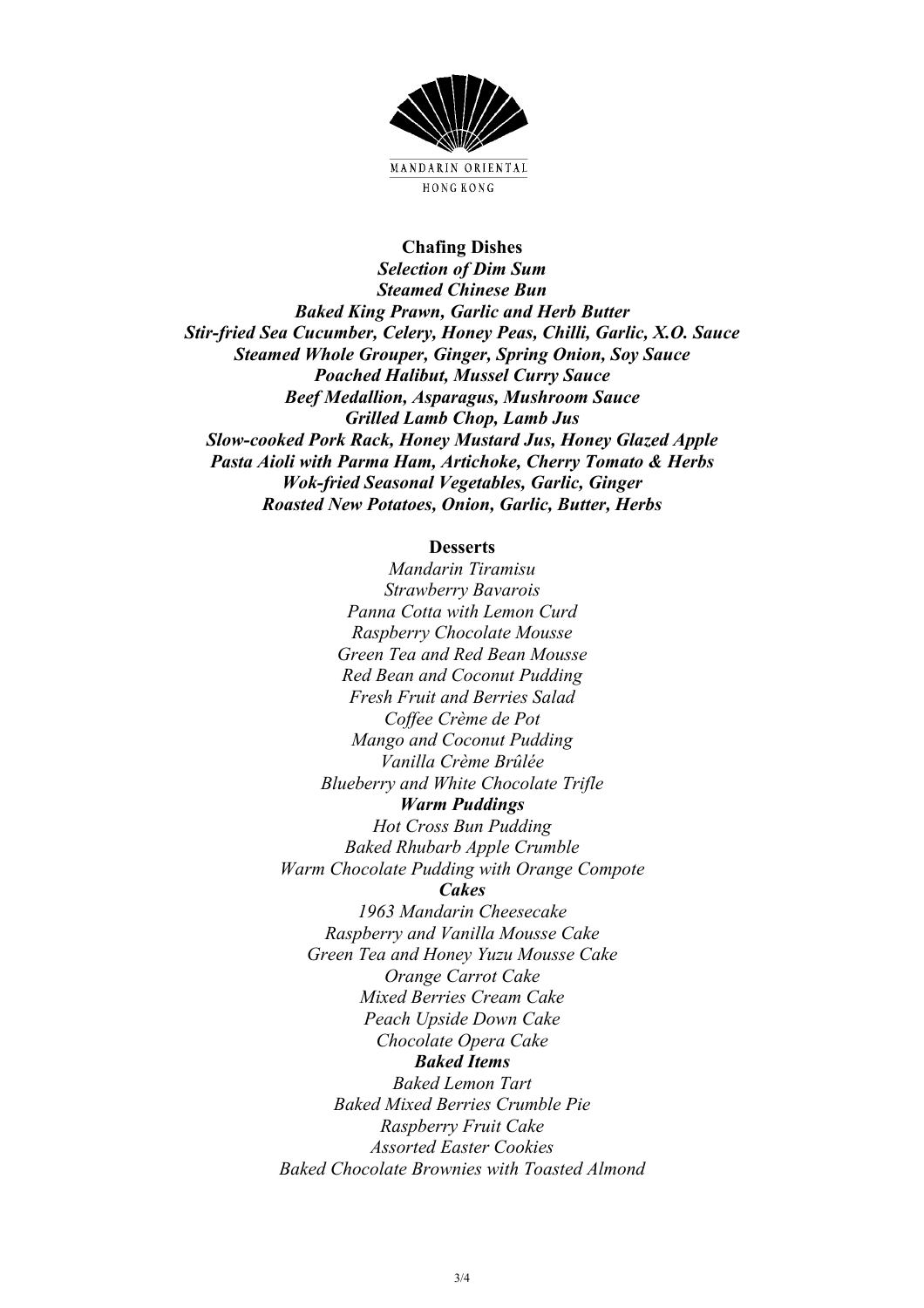MANDARIN ORIENTAL
HONG KONG

## Chafing Dishes

***Selection of Dim Sum***
***Steamed Chinese Bun***
***Baked King Prawn, Garlic and Herb Butter***
***Stir-fried Sea Cucumber, Celery, Honey Peas, Chilli, Garlic, X.O. Sauce***
***Steamed Whole Grouper, Ginger, Spring Onion, Soy Sauce***
***Poached Halibut, Mussel Curry Sauce***
***Beef Medallion, Asparagus, Mushroom Sauce***
***Grilled Lamb Chop, Lamb Jus***
***Slow-cooked Pork Rack, Honey Mustard Jus, Honey Glazed Apple***
***Pasta Aioli with Parma Ham, Artichoke, Cherry Tomato & Herbs***
***Wok-fried Seasonal Vegetables, Garlic, Ginger***
***Roasted New Potatoes, Onion, Garlic, Butter, Herbs***

## Desserts

*Mandarin Tiramisu*
*Strawberry Bavarois*
*Panna Cotta with Lemon Curd*
*Raspberry Chocolate Mousse*
*Green Tea and Red Bean Mousse*
*Red Bean and Coconut Pudding*
*Fresh Fruit and Berries Salad*
*Coffee Crème de Pot*
*Mango and Coconut Pudding*
*Vanilla Crème Brûlée*
*Blueberry and White Chocolate Trifle*

***Warm Puddings***

*Hot Cross Bun Pudding*
*Baked Rhubarb Apple Crumble*
*Warm Chocolate Pudding with Orange Compote*

***Cakes***

*1963 Mandarin Cheesecake*
*Raspberry and Vanilla Mousse Cake*
*Green Tea and Honey Yuzu Mousse Cake*
*Orange Carrot Cake*
*Mixed Berries Cream Cake*
*Peach Upside Down Cake*
*Chocolate Opera Cake*

***Baked Items***

*Baked Lemon Tart*
*Baked Mixed Berries Crumble Pie*
*Raspberry Fruit Cake*
*Assorted Easter Cookies*
*Baked Chocolate Brownies with Toasted Almond*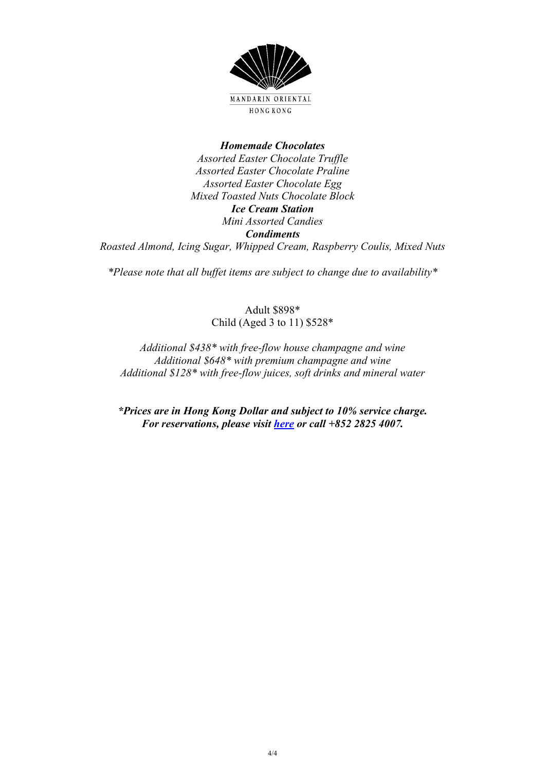MANDARIN ORIENTAL
HONG KONG

***Homemade Chocolates***

*Assorted Easter Chocolate Truffle*
*Assorted Easter Chocolate Praline*
*Assorted Easter Chocolate Egg*
*Mixed Toasted Nuts Chocolate Block*

***Ice Cream Station***

*Mini Assorted Candies*

***Condiments***

*Roasted Almond, Icing Sugar, Whipped Cream, Raspberry Coulis, Mixed Nuts*

**Please note that all buffet items are subject to change due to availability**

Adult $898*
Child (Aged 3 to 11) $528*

*Additional $438* with free-flow house champagne and wine*
*Additional $648* with premium champagne and wine*
*Additional $128* with free-flow juices, soft drinks and mineral water*

***Prices are in Hong Kong Dollar and subject to 10% service charge.***
***For reservations, please visit here or call +852 2825 4007.***